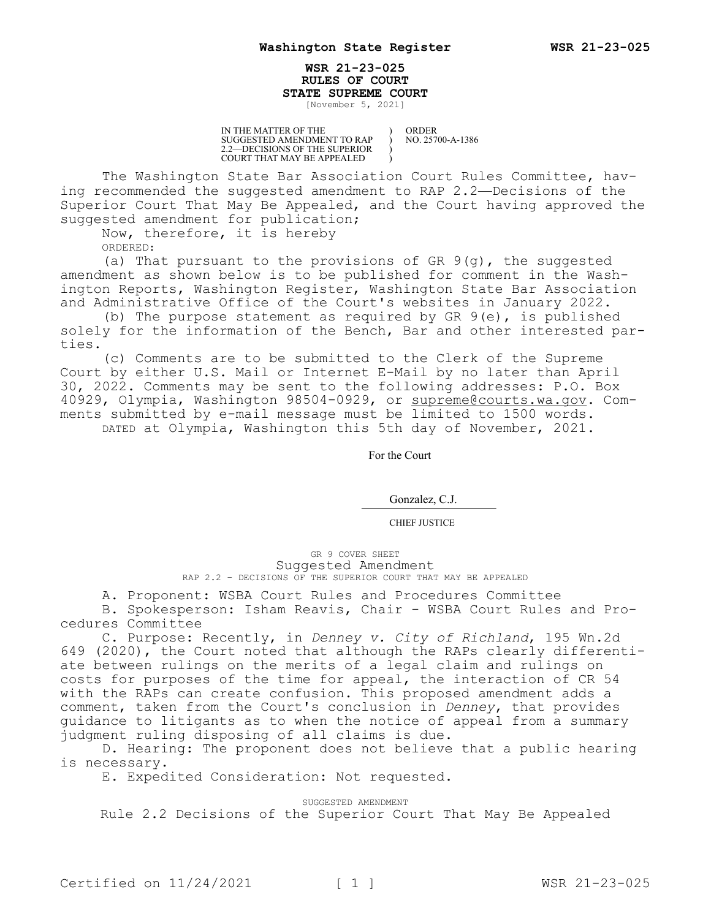# WSR 21-23-025
## RULES OF COURT
## STATE SUPREME COURT

[November 5, 2021]

| IN THE MATTER OF THE SUGGESTED AMENDMENT TO RAP 2.2—DECISIONS OF THE SUPERIOR COURT THAT MAY BE APPEALED | ) ) ) ) | ORDER NO. 25700-A-1386 |
|---|---|---|

The Washington State Bar Association Court Rules Committee, having recommended the suggested amendment to RAP 2.2—Decisions of the Superior Court That May Be Appealed, and the Court having approved the suggested amendment for publication;

Now, therefore, it is hereby

ORDERED:

(a) That pursuant to the provisions of GR 9(g), the suggested amendment as shown below is to be published for comment in the Washington Reports, Washington Register, Washington State Bar Association and Administrative Office of the Court's websites in January 2022.

(b) The purpose statement as required by GR 9(e), is published solely for the information of the Bench, Bar and other interested parties.

(c) Comments are to be submitted to the Clerk of the Supreme Court by either U.S. Mail or Internet E-Mail by no later than April 30, 2022. Comments may be sent to the following addresses: P.O. Box 40929, Olympia, Washington 98504-0929, or supreme@courts.wa.gov. Comments submitted by e-mail message must be limited to 1500 words.

DATED at Olympia, Washington this 5th day of November, 2021.

For the Court

Gonzalez, C.J.

CHIEF JUSTICE

GR 9 COVER SHEET

Suggested Amendment

RAP 2.2 - DECISIONS OF THE SUPERIOR COURT THAT MAY BE APPEALED

A. Proponent: WSBA Court Rules and Procedures Committee

B. Spokesperson: Isham Reavis, Chair - WSBA Court Rules and Procedures Committee

C. Purpose: Recently, in *Denney v. City of Richland*, 195 Wn.2d 649 (2020), the Court noted that although the RAPs clearly differentiate between rulings on the merits of a legal claim and rulings on costs for purposes of the time for appeal, the interaction of CR 54 with the RAPs can create confusion. This proposed amendment adds a comment, taken from the Court's conclusion in *Denney*, that provides guidance to litigants as to when the notice of appeal from a summary judgment ruling disposing of all claims is due.

D. Hearing: The proponent does not believe that a public hearing is necessary.

E. Expedited Consideration: Not requested.

SUGGESTED AMENDMENT

Rule 2.2 Decisions of the Superior Court That May Be Appealed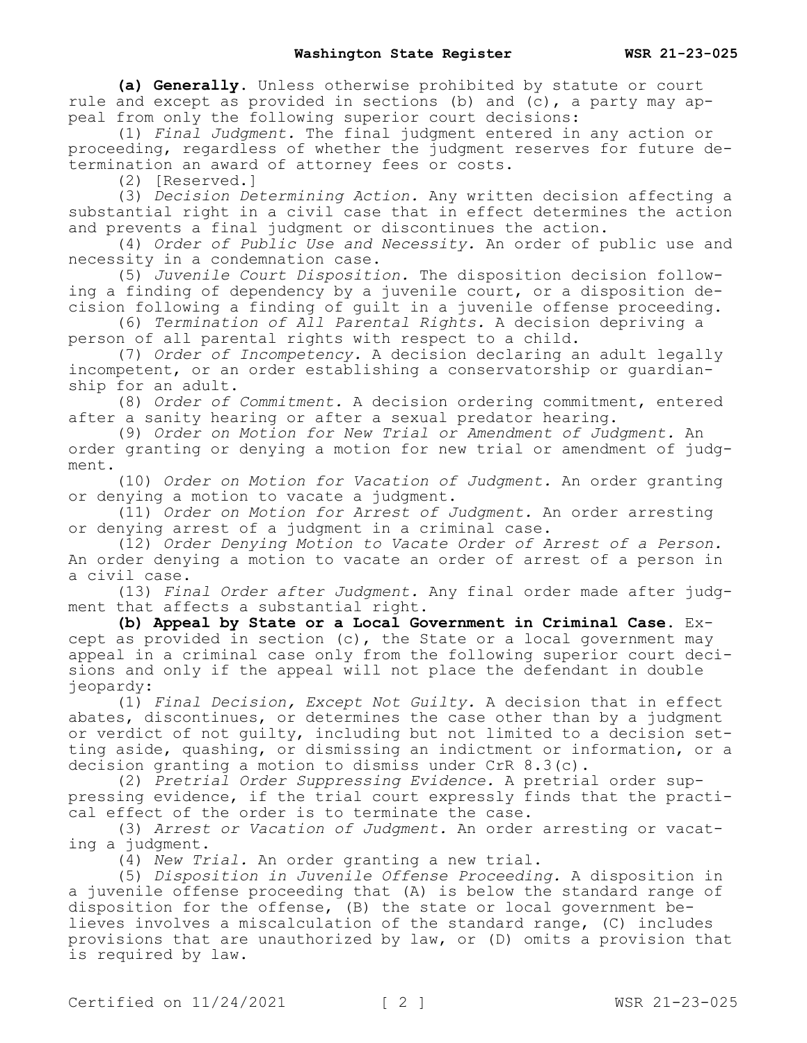**(a) Generally.** Unless otherwise prohibited by statute or court rule and except as provided in sections (b) and (c), a party may appeal from only the following superior court decisions:

(1) *Final Judgment.* The final judgment entered in any action or proceeding, regardless of whether the judgment reserves for future determination an award of attorney fees or costs.

(2) [Reserved.]

(3) *Decision Determining Action.* Any written decision affecting a substantial right in a civil case that in effect determines the action and prevents a final judgment or discontinues the action.

(4) *Order of Public Use and Necessity.* An order of public use and necessity in a condemnation case.

(5) *Juvenile Court Disposition.* The disposition decision following a finding of dependency by a juvenile court, or a disposition decision following a finding of guilt in a juvenile offense proceeding.

(6) *Termination of All Parental Rights.* A decision depriving a person of all parental rights with respect to a child.

(7) *Order of Incompetency.* A decision declaring an adult legally incompetent, or an order establishing a conservatorship or guardianship for an adult.

(8) *Order of Commitment.* A decision ordering commitment, entered after a sanity hearing or after a sexual predator hearing.

(9) *Order on Motion for New Trial or Amendment of Judgment.* An order granting or denying a motion for new trial or amendment of judgment.

(10) *Order on Motion for Vacation of Judgment.* An order granting or denying a motion to vacate a judgment.

(11) *Order on Motion for Arrest of Judgment.* An order arresting or denying arrest of a judgment in a criminal case.

(12) *Order Denying Motion to Vacate Order of Arrest of a Person.* An order denying a motion to vacate an order of arrest of a person in a civil case.

(13) *Final Order after Judgment.* Any final order made after judgment that affects a substantial right.

**(b) Appeal by State or a Local Government in Criminal Case.** Except as provided in section (c), the State or a local government may appeal in a criminal case only from the following superior court decisions and only if the appeal will not place the defendant in double jeopardy:

(1) *Final Decision, Except Not Guilty.* A decision that in effect abates, discontinues, or determines the case other than by a judgment or verdict of not guilty, including but not limited to a decision setting aside, quashing, or dismissing an indictment or information, or a decision granting a motion to dismiss under CrR 8.3(c).

(2) *Pretrial Order Suppressing Evidence.* A pretrial order suppressing evidence, if the trial court expressly finds that the practical effect of the order is to terminate the case.

(3) *Arrest or Vacation of Judgment.* An order arresting or vacating a judgment.

(4) *New Trial.* An order granting a new trial.

(5) *Disposition in Juvenile Offense Proceeding.* A disposition in a juvenile offense proceeding that (A) is below the standard range of disposition for the offense, (B) the state or local government believes involves a miscalculation of the standard range, (C) includes provisions that are unauthorized by law, or (D) omits a provision that is required by law.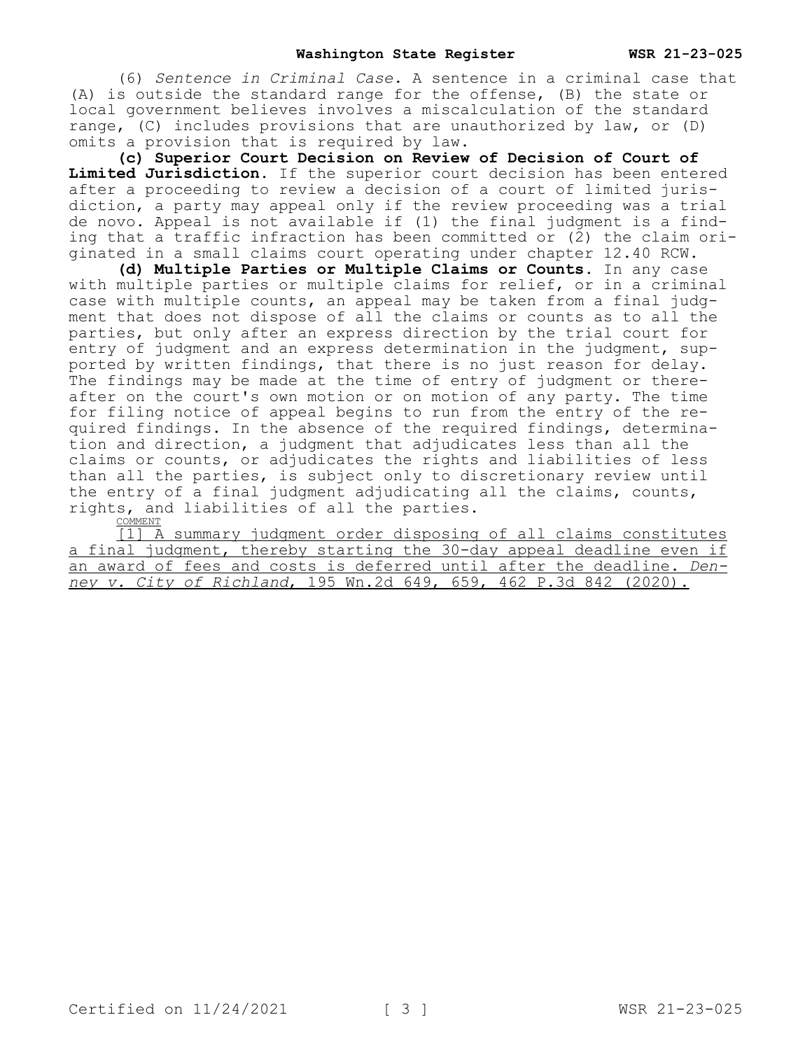(6) *Sentence in Criminal Case.* A sentence in a criminal case that (A) is outside the standard range for the offense, (B) the state or local government believes involves a miscalculation of the standard range, (C) includes provisions that are unauthorized by law, or (D) omits a provision that is required by law.

**(c) Superior Court Decision on Review of Decision of Court of Limited Jurisdiction.** If the superior court decision has been entered after a proceeding to review a decision of a court of limited jurisdiction, a party may appeal only if the review proceeding was a trial de novo. Appeal is not available if (1) the final judgment is a finding that a traffic infraction has been committed or (2) the claim originated in a small claims court operating under chapter 12.40 RCW.

**(d) Multiple Parties or Multiple Claims or Counts.** In any case with multiple parties or multiple claims for relief, or in a criminal case with multiple counts, an appeal may be taken from a final judgment that does not dispose of all the claims or counts as to all the parties, but only after an express direction by the trial court for entry of judgment and an express determination in the judgment, supported by written findings, that there is no just reason for delay. The findings may be made at the time of entry of judgment or thereafter on the court's own motion or on motion of any party. The time for filing notice of appeal begins to run from the entry of the required findings. In the absence of the required findings, determination and direction, a judgment that adjudicates less than all the claims or counts, or adjudicates the rights and liabilities of less than all the parties, is subject only to discretionary review until the entry of a final judgment adjudicating all the claims, counts, rights, and liabilities of all the parties.

<u>COMMENT</u>

<u>[1] A summary judgment order disposing of all claims constitutes a final judgment, thereby starting the 30-day appeal deadline even if an award of fees and costs is deferred until after the deadline. *Denney v. City of Richland*, 195 Wn.2d 649, 659, 462 P.3d 842 (2020).</u>